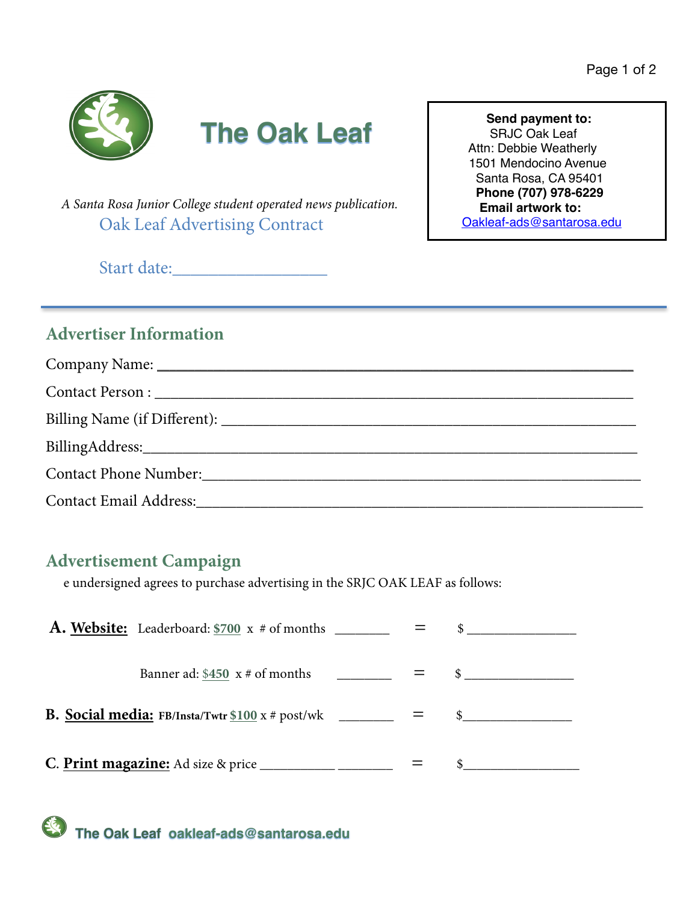# The Oak Leaf

*A Santa Rosa Junior College student operated news publication.*

## Oak Leaf Advertising Contract

Start date:___________________

**Send payment to:**
SRJC Oak Leaf
Attn: Debbie Weatherly
1501 Mendocino Avenue
Santa Rosa, CA 95401
**Phone (707) 978-6229**
**Email artwork to:**
Oakleaf-ads@santarosa.edu

## Advertiser Information

Company Name: ________________________________________________________

Contact Person : ________________________________________________________

Billing Name (if Different): ________________________________________________

BillingAddress:__________________________________________________________

Contact Phone Number:____________________________________________________

Contact Email Address:____________________________________________________

## Advertisement Campaign

e undersigned agrees to purchase advertising in the SRJC OAK LEAF as follows:

**A. Website:** Leaderboard: **$700** x # of months ________ = $ ________________

Banner ad: **$450** x # of months ________ = $ ________________

**B. Social media:** **FB/Insta/Twtr** **$100** x # post/wk ________ = $________________

**C. Print magazine:** Ad size & price ___________ ________ = $_________________

The Oak Leaf oakleaf-ads@santarosa.edu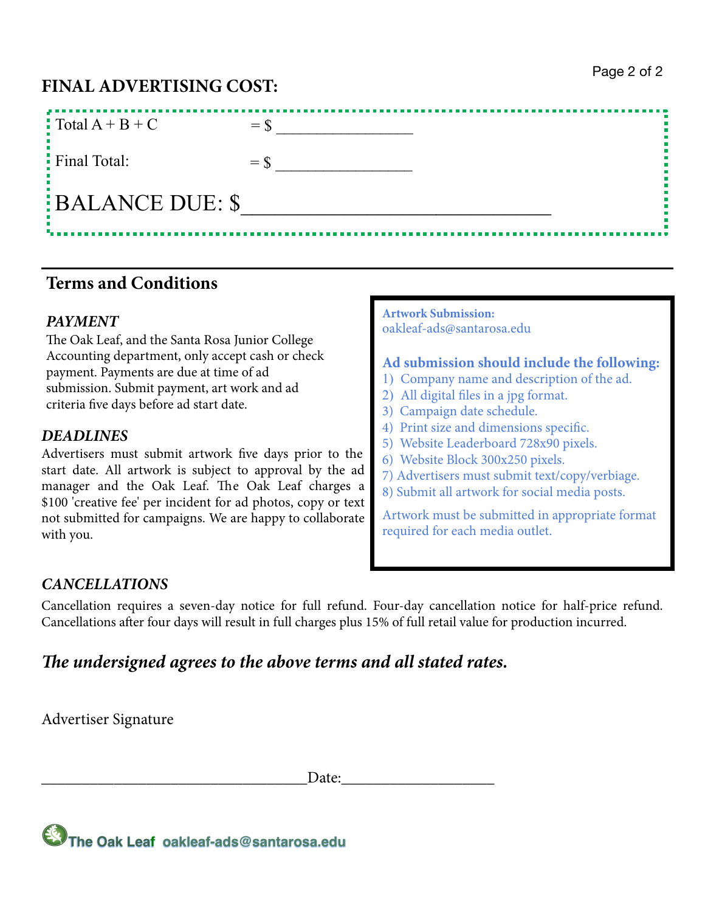## FINAL ADVERTISING COST:

Total A + B + C = $ ________________

Final Total: = $ ________________

BALANCE DUE: $______________________________

## Terms and Conditions

### *PAYMENT*

The Oak Leaf, and the Santa Rosa Junior College Accounting department, only accept cash or check payment. Payments are due at time of ad submission. Submit payment, art work and ad criteria five days before ad start date.

### *DEADLINES*

Advertisers must submit artwork five days prior to the start date. All artwork is subject to approval by the ad manager and the Oak Leaf. The Oak Leaf charges a $100 'creative fee' per incident for ad photos, copy or text not submitted for campaigns. We are happy to collaborate with you.

**Artwork Submission:**
oakleaf-ads@santarosa.edu

**Ad submission should include the following:**

1) Company name and description of the ad.
2) All digital files in a jpg format.
3) Campaign date schedule.
4) Print size and dimensions specific.
5) Website Leaderboard 728x90 pixels.
6) Website Block 300x250 pixels.
7) Advertisers must submit text/copy/verbiage.
8) Submit all artwork for social media posts.

Artwork must be submitted in appropriate format required for each media outlet.

### *CANCELLATIONS*

Cancellation requires a seven-day notice for full refund. Four-day cancellation notice for half-price refund. Cancellations after four days will result in full charges plus 15% of full retail value for production incurred.

***The undersigned agrees to the above terms and all stated rates.***

Advertiser Signature

__________________________________Date:____________________

The Oak Leaf oakleaf-ads@santarosa.edu